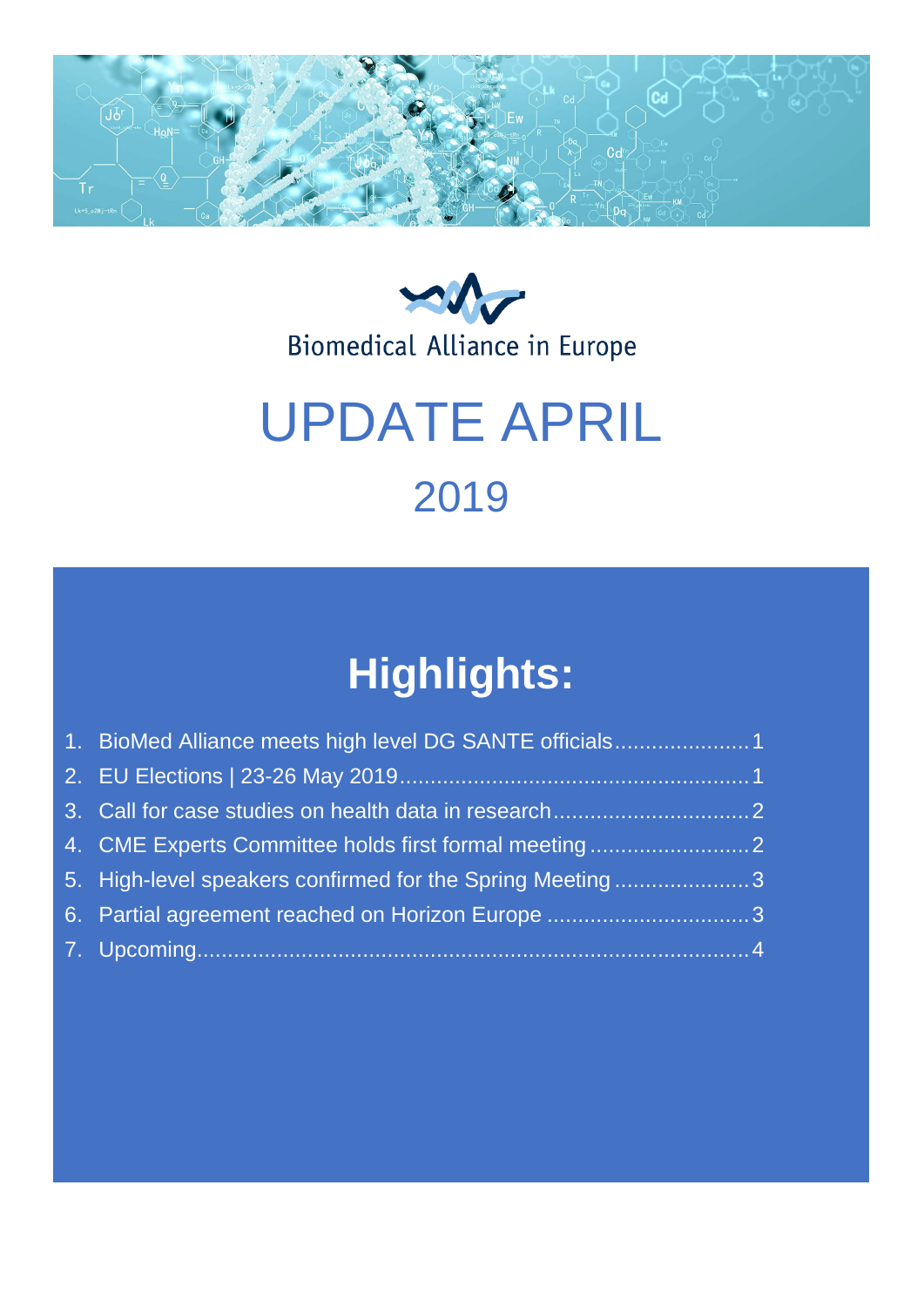Biomedical Alliance in Europe

# UPDATE APRIL

## 2019

## Highlights:

1. BioMed Alliance meets high level DG SANTE officials......................1
2. EU Elections | 23-26 May 2019.........................................................1
3. Call for case studies on health data in research................................2
4. CME Experts Committee holds first formal meeting..........................2
5. High-level speakers confirmed for the Spring Meeting......................3
6. Partial agreement reached on Horizon Europe.................................3
7. Upcoming.........................................................................................4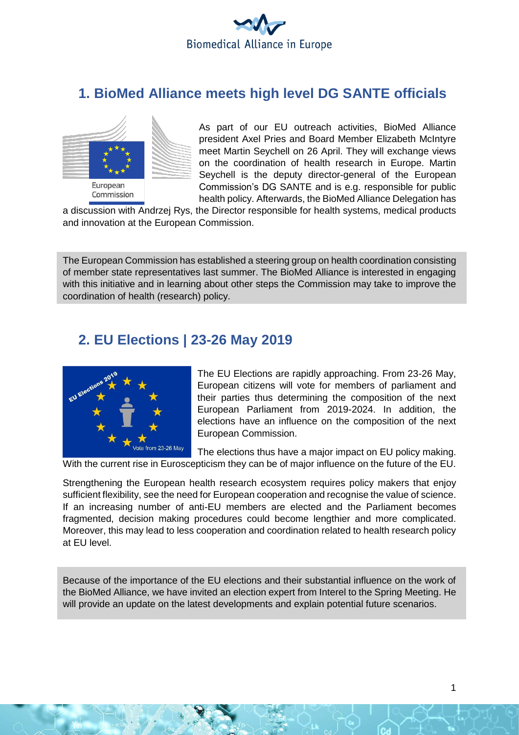## 1. BioMed Alliance meets high level DG SANTE officials

As part of our EU outreach activities, BioMed Alliance president Axel Pries and Board Member Elizabeth McIntyre meet Martin Seychell on 26 April. They will exchange views on the coordination of health research in Europe. Martin Seychell is the deputy director-general of the European Commission's DG SANTE and is e.g. responsible for public health policy. Afterwards, the BioMed Alliance Delegation has a discussion with Andrzej Rys, the Director responsible for health systems, medical products and innovation at the European Commission.

The European Commission has established a steering group on health coordination consisting of member state representatives last summer. The BioMed Alliance is interested in engaging with this initiative and in learning about other steps the Commission may take to improve the coordination of health (research) policy.

## 2. EU Elections | 23-26 May 2019

The EU Elections are rapidly approaching. From 23-26 May, European citizens will vote for members of parliament and their parties thus determining the composition of the next European Parliament from 2019-2024. In addition, the elections have an influence on the composition of the next European Commission.

The elections thus have a major impact on EU policy making. With the current rise in Euroscepticism they can be of major influence on the future of the EU.

Strengthening the European health research ecosystem requires policy makers that enjoy sufficient flexibility, see the need for European cooperation and recognise the value of science. If an increasing number of anti-EU members are elected and the Parliament becomes fragmented, decision making procedures could become lengthier and more complicated. Moreover, this may lead to less cooperation and coordination related to health research policy at EU level.

Because of the importance of the EU elections and their substantial influence on the work of the BioMed Alliance, we have invited an election expert from Interel to the Spring Meeting. He will provide an update on the latest developments and explain potential future scenarios.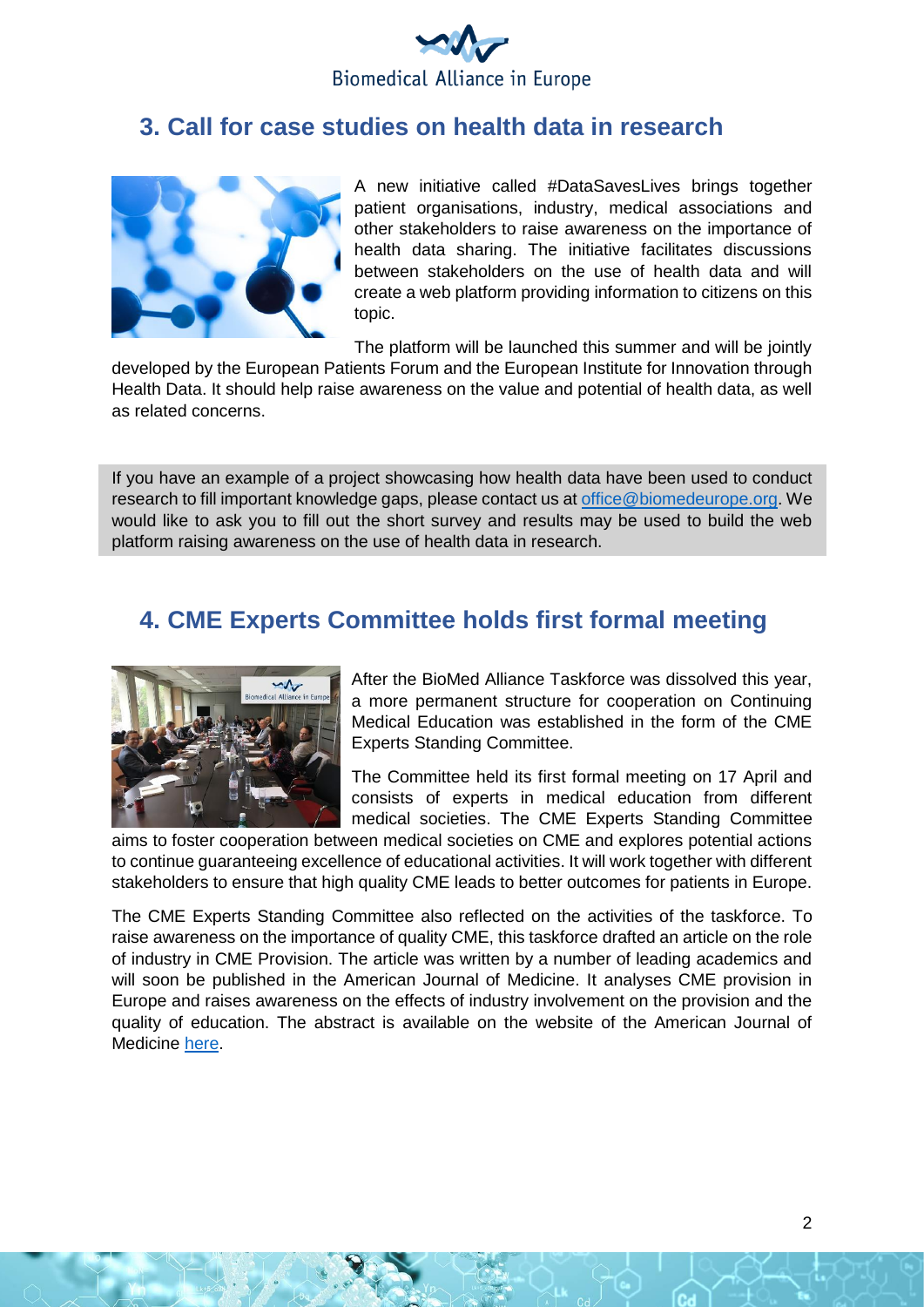## 3. Call for case studies on health data in research

A new initiative called #DataSavesLives brings together patient organisations, industry, medical associations and other stakeholders to raise awareness on the importance of health data sharing. The initiative facilitates discussions between stakeholders on the use of health data and will create a web platform providing information to citizens on this topic.

The platform will be launched this summer and will be jointly developed by the European Patients Forum and the European Institute for Innovation through Health Data. It should help raise awareness on the value and potential of health data, as well as related concerns.

If you have an example of a project showcasing how health data have been used to conduct research to fill important knowledge gaps, please contact us at office@biomedeurope.org. We would like to ask you to fill out the short survey and results may be used to build the web platform raising awareness on the use of health data in research.

## 4. CME Experts Committee holds first formal meeting

After the BioMed Alliance Taskforce was dissolved this year, a more permanent structure for cooperation on Continuing Medical Education was established in the form of the CME Experts Standing Committee.

The Committee held its first formal meeting on 17 April and consists of experts in medical education from different medical societies. The CME Experts Standing Committee aims to foster cooperation between medical societies on CME and explores potential actions to continue guaranteeing excellence of educational activities. It will work together with different stakeholders to ensure that high quality CME leads to better outcomes for patients in Europe.

The CME Experts Standing Committee also reflected on the activities of the taskforce. To raise awareness on the importance of quality CME, this taskforce drafted an article on the role of industry in CME Provision. The article was written by a number of leading academics and will soon be published in the American Journal of Medicine. It analyses CME provision in Europe and raises awareness on the effects of industry involvement on the provision and the quality of education. The abstract is available on the website of the American Journal of Medicine here.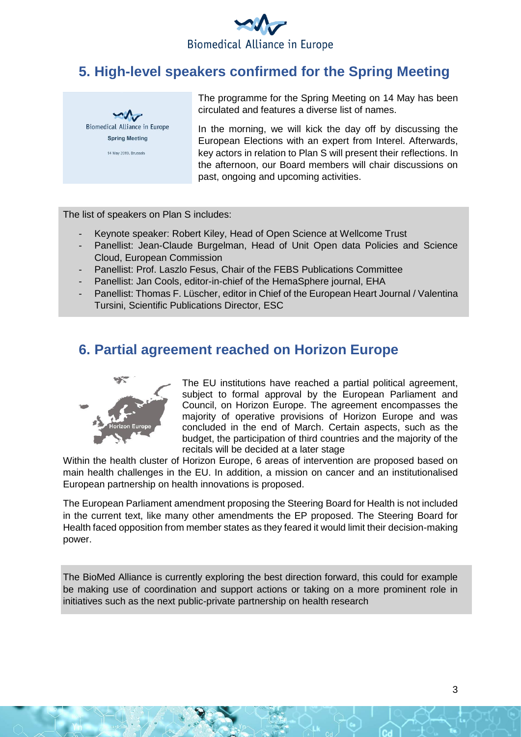## 5. High-level speakers confirmed for the Spring Meeting

The programme for the Spring Meeting on 14 May has been circulated and features a diverse list of names.

In the morning, we will kick the day off by discussing the European Elections with an expert from Interel. Afterwards, key actors in relation to Plan S will present their reflections. In the afternoon, our Board members will chair discussions on past, ongoing and upcoming activities.

The list of speakers on Plan S includes:

- Keynote speaker: Robert Kiley, Head of Open Science at Wellcome Trust
- Panellist: Jean-Claude Burgelman, Head of Unit Open data Policies and Science Cloud, European Commission
- Panellist: Prof. Laszlo Fesus, Chair of the FEBS Publications Committee
- Panellist: Jan Cools, editor-in-chief of the HemaSphere journal, EHA
- Panellist: Thomas F. Lüscher, editor in Chief of the European Heart Journal / Valentina Tursini, Scientific Publications Director, ESC

## 6. Partial agreement reached on Horizon Europe

The EU institutions have reached a partial political agreement, subject to formal approval by the European Parliament and Council, on Horizon Europe. The agreement encompasses the majority of operative provisions of Horizon Europe and was concluded in the end of March. Certain aspects, such as the budget, the participation of third countries and the majority of the recitals will be decided at a later stage

Within the health cluster of Horizon Europe, 6 areas of intervention are proposed based on main health challenges in the EU. In addition, a mission on cancer and an institutionalised European partnership on health innovations is proposed.

The European Parliament amendment proposing the Steering Board for Health is not included in the current text, like many other amendments the EP proposed. The Steering Board for Health faced opposition from member states as they feared it would limit their decision-making power.

The BioMed Alliance is currently exploring the best direction forward, this could for example be making use of coordination and support actions or taking on a more prominent role in initiatives such as the next public-private partnership on health research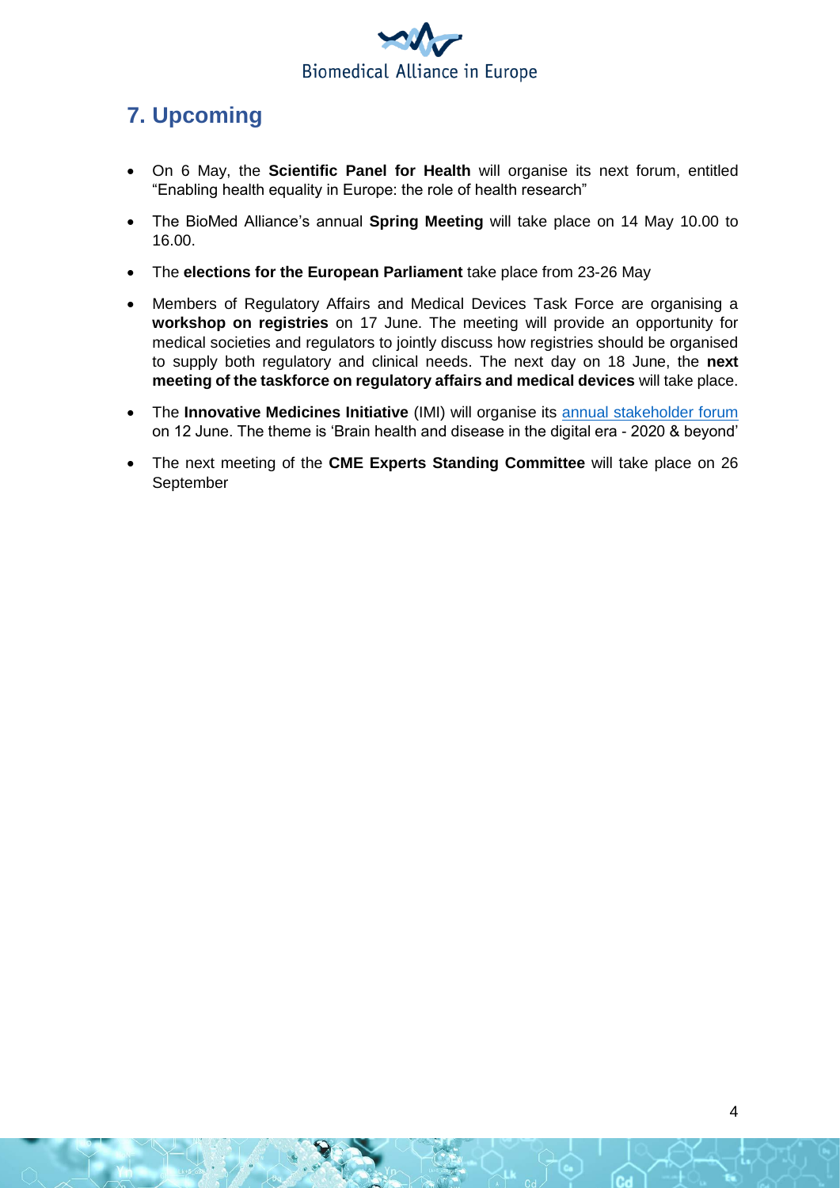## 7. Upcoming

- On 6 May, the **Scientific Panel for Health** will organise its next forum, entitled "Enabling health equality in Europe: the role of health research"
- The BioMed Alliance's annual **Spring Meeting** will take place on 14 May 10.00 to 16.00.
- The **elections for the European Parliament** take place from 23-26 May
- Members of Regulatory Affairs and Medical Devices Task Force are organising a **workshop on registries** on 17 June. The meeting will provide an opportunity for medical societies and regulators to jointly discuss how registries should be organised to supply both regulatory and clinical needs. The next day on 18 June, the **next meeting of the taskforce on regulatory affairs and medical devices** will take place.
- The **Innovative Medicines Initiative** (IMI) will organise its annual stakeholder forum on 12 June. The theme is 'Brain health and disease in the digital era - 2020 & beyond'
- The next meeting of the **CME Experts Standing Committee** will take place on 26 September